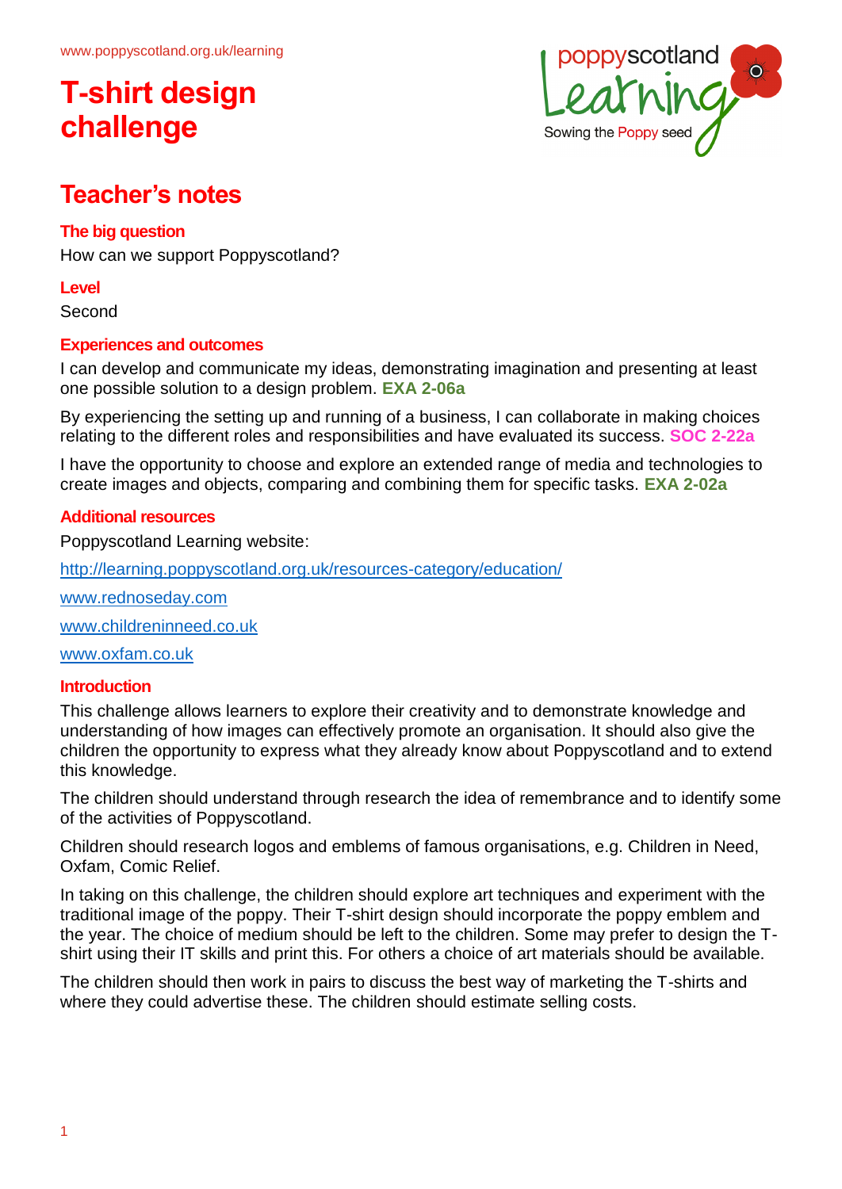www.poppyscotland.org.uk/learning

# T-shirt design challenge

poppyscotland Learning
Sowing the Poppy seed

## Teacher's notes

### The big question

How can we support Poppyscotland?

### Level

Second

### Experiences and outcomes

I can develop and communicate my ideas, demonstrating imagination and presenting at least one possible solution to a design problem. **EXA 2-06a**

By experiencing the setting up and running of a business, I can collaborate in making choices relating to the different roles and responsibilities and have evaluated its success. **SOC 2-22a**

I have the opportunity to choose and explore an extended range of media and technologies to create images and objects, comparing and combining them for specific tasks. **EXA 2-02a**

### Additional resources

Poppyscotland Learning website:

http://learning.poppyscotland.org.uk/resources-category/education/

www.rednoseday.com

www.childreninneed.co.uk

www.oxfam.co.uk

### Introduction

This challenge allows learners to explore their creativity and to demonstrate knowledge and understanding of how images can effectively promote an organisation. It should also give the children the opportunity to express what they already know about Poppyscotland and to extend this knowledge.

The children should understand through research the idea of remembrance and to identify some of the activities of Poppyscotland.

Children should research logos and emblems of famous organisations, e.g. Children in Need, Oxfam, Comic Relief.

In taking on this challenge, the children should explore art techniques and experiment with the traditional image of the poppy. Their T-shirt design should incorporate the poppy emblem and the year. The choice of medium should be left to the children. Some may prefer to design the T-shirt using their IT skills and print this. For others a choice of art materials should be available.

The children should then work in pairs to discuss the best way of marketing the T-shirts and where they could advertise these. The children should estimate selling costs.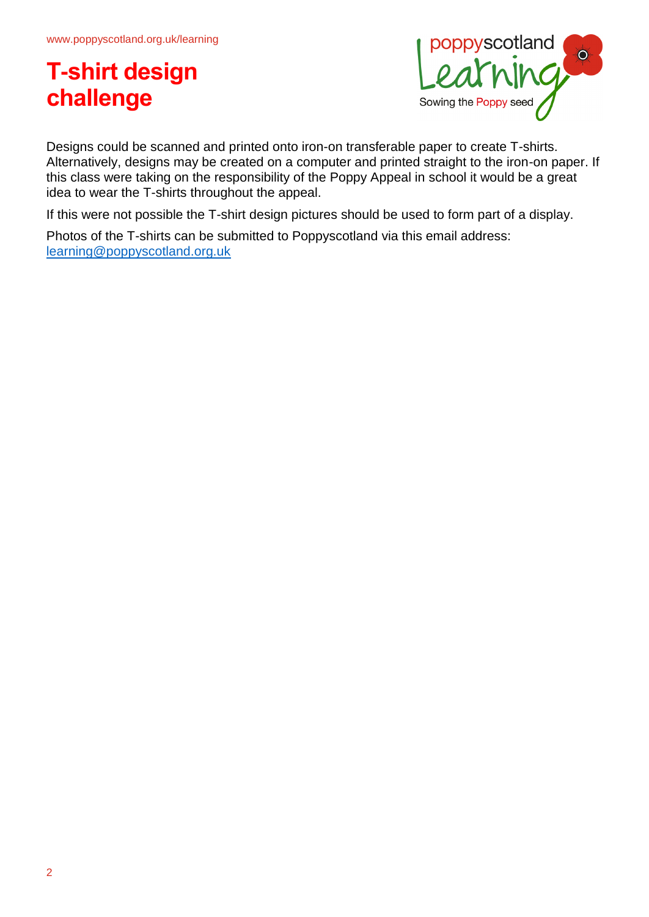# T-shirt design challenge

Designs could be scanned and printed onto iron-on transferable paper to create T-shirts. Alternatively, designs may be created on a computer and printed straight to the iron-on paper. If this class were taking on the responsibility of the Poppy Appeal in school it would be a great idea to wear the T-shirts throughout the appeal.

If this were not possible the T-shirt design pictures should be used to form part of a display.

Photos of the T-shirts can be submitted to Poppyscotland via this email address: learning@poppyscotland.org.uk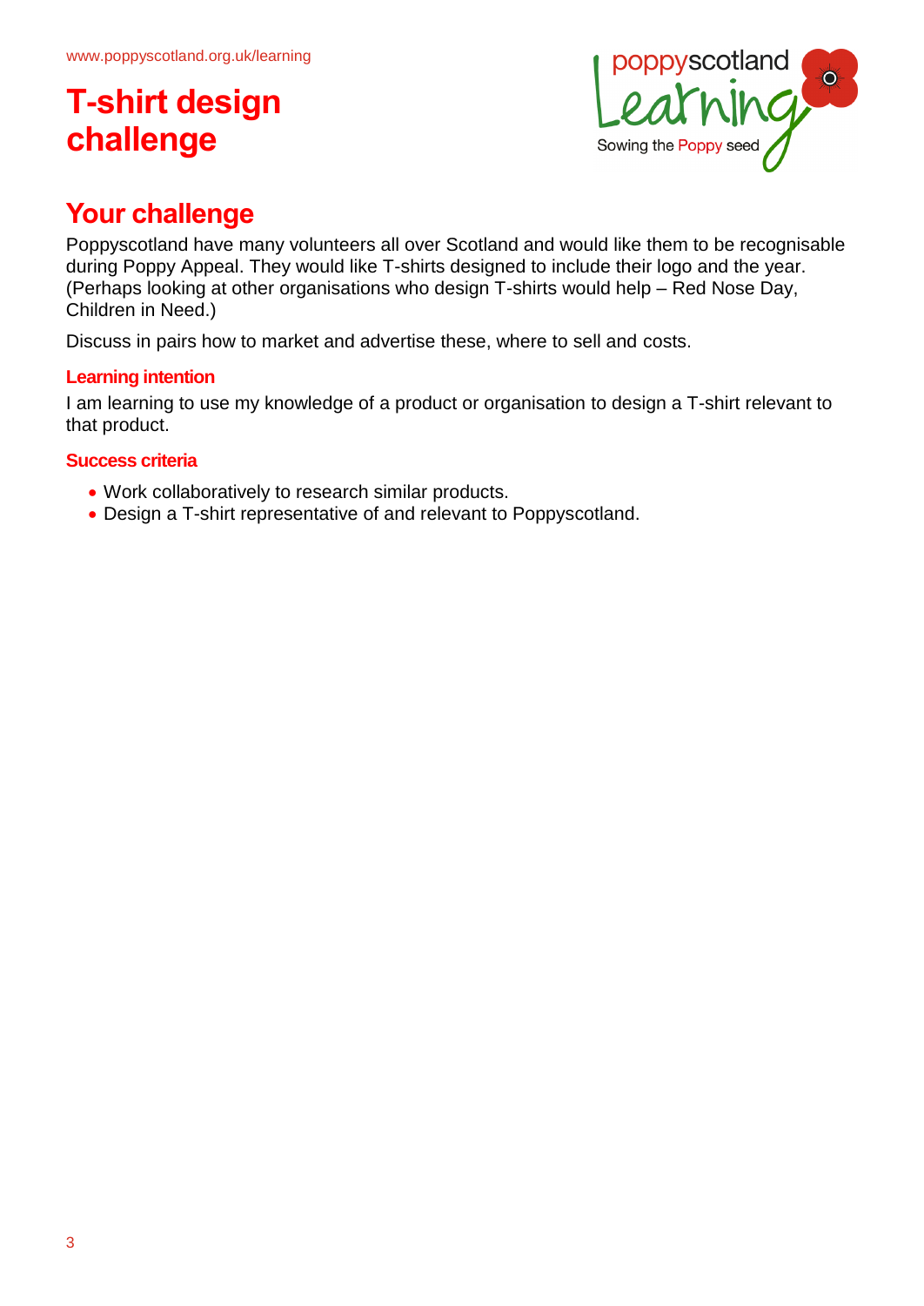# T-shirt design challenge

## Your challenge

Poppyscotland have many volunteers all over Scotland and would like them to be recognisable during Poppy Appeal. They would like T-shirts designed to include their logo and the year. (Perhaps looking at other organisations who design T-shirts would help – Red Nose Day, Children in Need.)

Discuss in pairs how to market and advertise these, where to sell and costs.

### Learning intention

I am learning to use my knowledge of a product or organisation to design a T-shirt relevant to that product.

### Success criteria

- Work collaboratively to research similar products.
- Design a T-shirt representative of and relevant to Poppyscotland.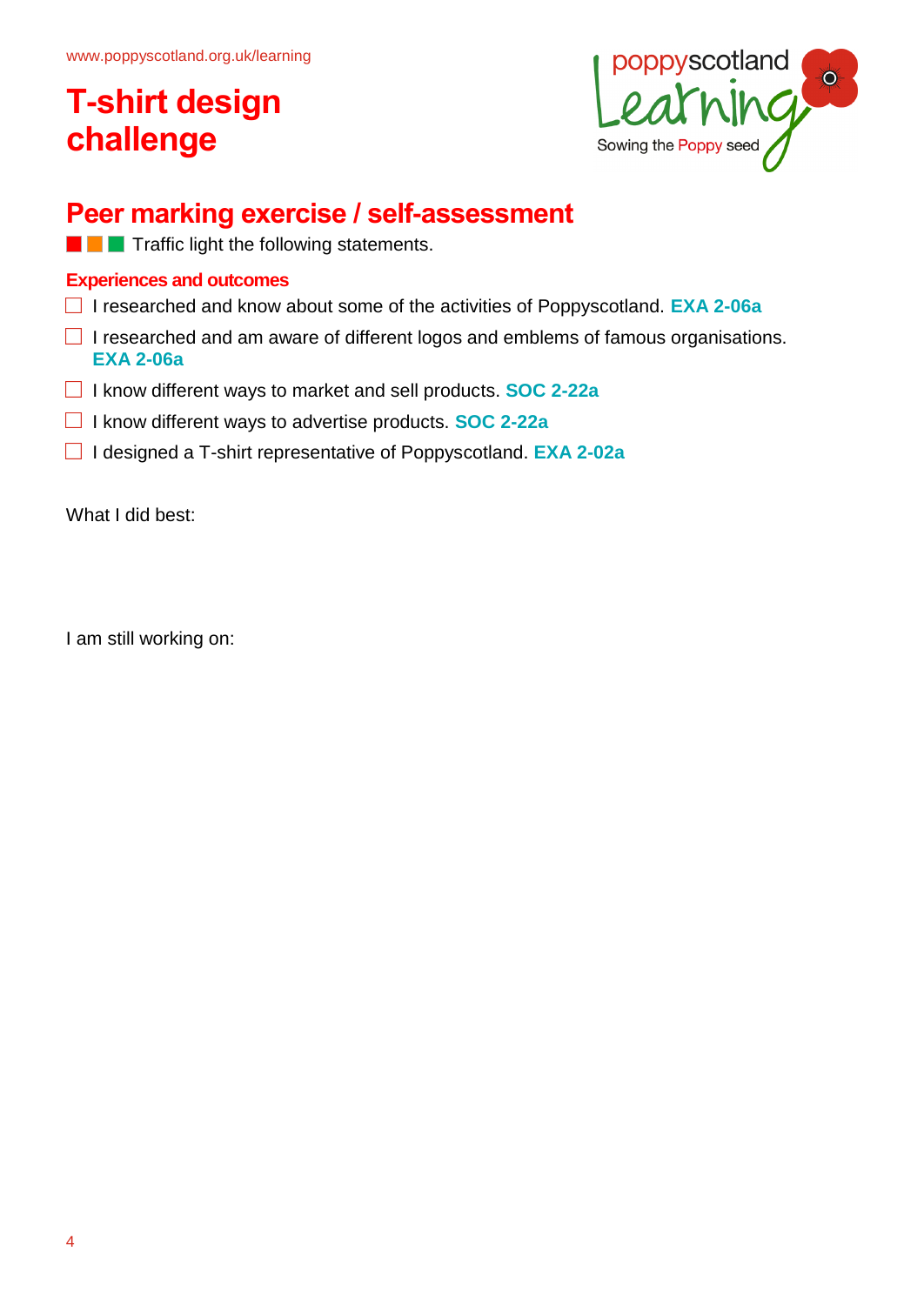www.poppyscotland.org.uk/learning

# T-shirt design challenge

poppyscotland Learning
Sowing the Poppy seed

## Peer marking exercise / self-assessment

■ ■ ■ Traffic light the following statements.

### Experiences and outcomes

- ☐ I researched and know about some of the activities of Poppyscotland. **EXA 2-06a**
- ☐ I researched and am aware of different logos and emblems of famous organisations. **EXA 2-06a**
- ☐ I know different ways to market and sell products. **SOC 2-22a**
- ☐ I know different ways to advertise products. **SOC 2-22a**
- ☐ I designed a T-shirt representative of Poppyscotland. **EXA 2-02a**

What I did best:

I am still working on: